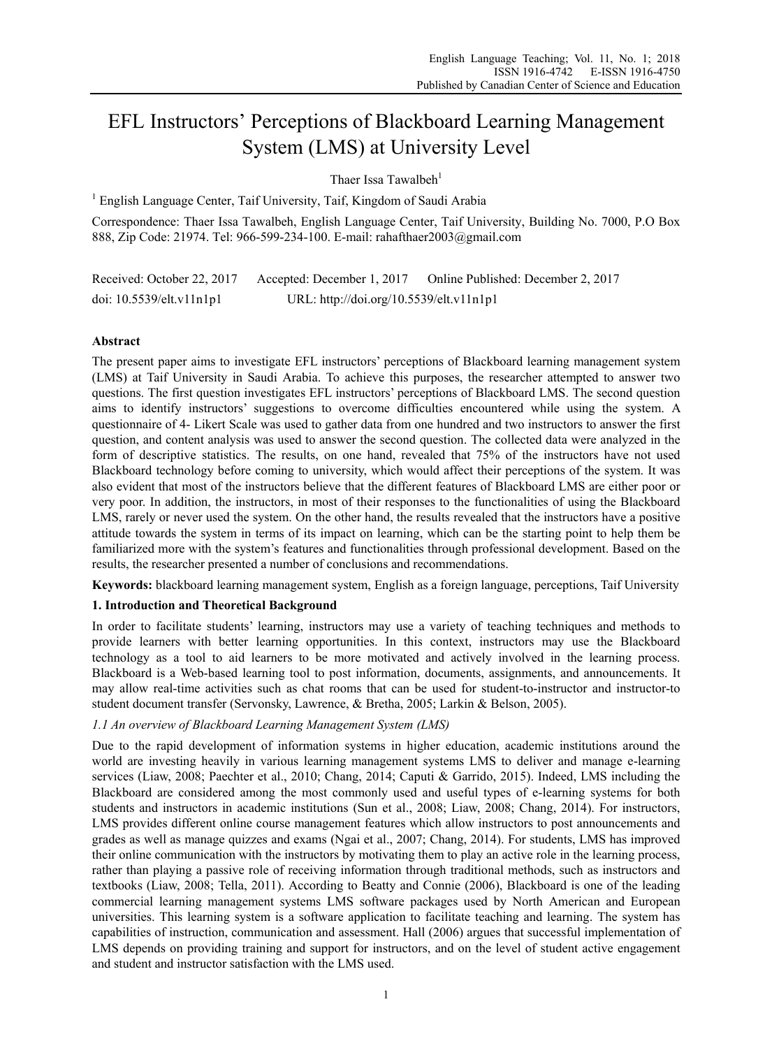# EFL Instructors' Perceptions of Blackboard Learning Management System (LMS) at University Level

Thaer Issa Tawalbeh[1]

[1] English Language Center, Taif University, Taif, Kingdom of Saudi Arabia

Correspondence: Thaer Issa Tawalbeh, English Language Center, Taif University, Building No. 7000, P.O Box 888, Zip Code: 21974. Tel: 966-599-234-100. E-mail: rahafthaer2003@gmail.com

Received: October 22, 2017 Accepted: December 1, 2017 Online Published: December 2, 2017

doi: 10.5539/elt.v11n1p1 URL: http://doi.org/10.5539/elt.v11n1p1

## Abstract

The present paper aims to investigate EFL instructors' perceptions of Blackboard learning management system (LMS) at Taif University in Saudi Arabia. To achieve this purposes, the researcher attempted to answer two questions. The first question investigates EFL instructors' perceptions of Blackboard LMS. The second question aims to identify instructors' suggestions to overcome difficulties encountered while using the system. A questionnaire of 4- Likert Scale was used to gather data from one hundred and two instructors to answer the first question, and content analysis was used to answer the second question. The collected data were analyzed in the form of descriptive statistics. The results, on one hand, revealed that 75% of the instructors have not used Blackboard technology before coming to university, which would affect their perceptions of the system. It was also evident that most of the instructors believe that the different features of Blackboard LMS are either poor or very poor. In addition, the instructors, in most of their responses to the functionalities of using the Blackboard LMS, rarely or never used the system. On the other hand, the results revealed that the instructors have a positive attitude towards the system in terms of its impact on learning, which can be the starting point to help them be familiarized more with the system's features and functionalities through professional development. Based on the results, the researcher presented a number of conclusions and recommendations.

**Keywords:** blackboard learning management system, English as a foreign language, perceptions, Taif University

## 1. Introduction and Theoretical Background

In order to facilitate students' learning, instructors may use a variety of teaching techniques and methods to provide learners with better learning opportunities. In this context, instructors may use the Blackboard technology as a tool to aid learners to be more motivated and actively involved in the learning process. Blackboard is a Web-based learning tool to post information, documents, assignments, and announcements. It may allow real-time activities such as chat rooms that can be used for student-to-instructor and instructor-to student document transfer (Servonsky, Lawrence, & Bretha, 2005; Larkin & Belson, 2005).

### *1.1 An overview of Blackboard Learning Management System (LMS)*

Due to the rapid development of information systems in higher education, academic institutions around the world are investing heavily in various learning management systems LMS to deliver and manage e-learning services (Liaw, 2008; Paechter et al., 2010; Chang, 2014; Caputi & Garrido, 2015). Indeed, LMS including the Blackboard are considered among the most commonly used and useful types of e-learning systems for both students and instructors in academic institutions (Sun et al., 2008; Liaw, 2008; Chang, 2014). For instructors, LMS provides different online course management features which allow instructors to post announcements and grades as well as manage quizzes and exams (Ngai et al., 2007; Chang, 2014). For students, LMS has improved their online communication with the instructors by motivating them to play an active role in the learning process, rather than playing a passive role of receiving information through traditional methods, such as instructors and textbooks (Liaw, 2008; Tella, 2011). According to Beatty and Connie (2006), Blackboard is one of the leading commercial learning management systems LMS software packages used by North American and European universities. This learning system is a software application to facilitate teaching and learning. The system has capabilities of instruction, communication and assessment. Hall (2006) argues that successful implementation of LMS depends on providing training and support for instructors, and on the level of student active engagement and student and instructor satisfaction with the LMS used.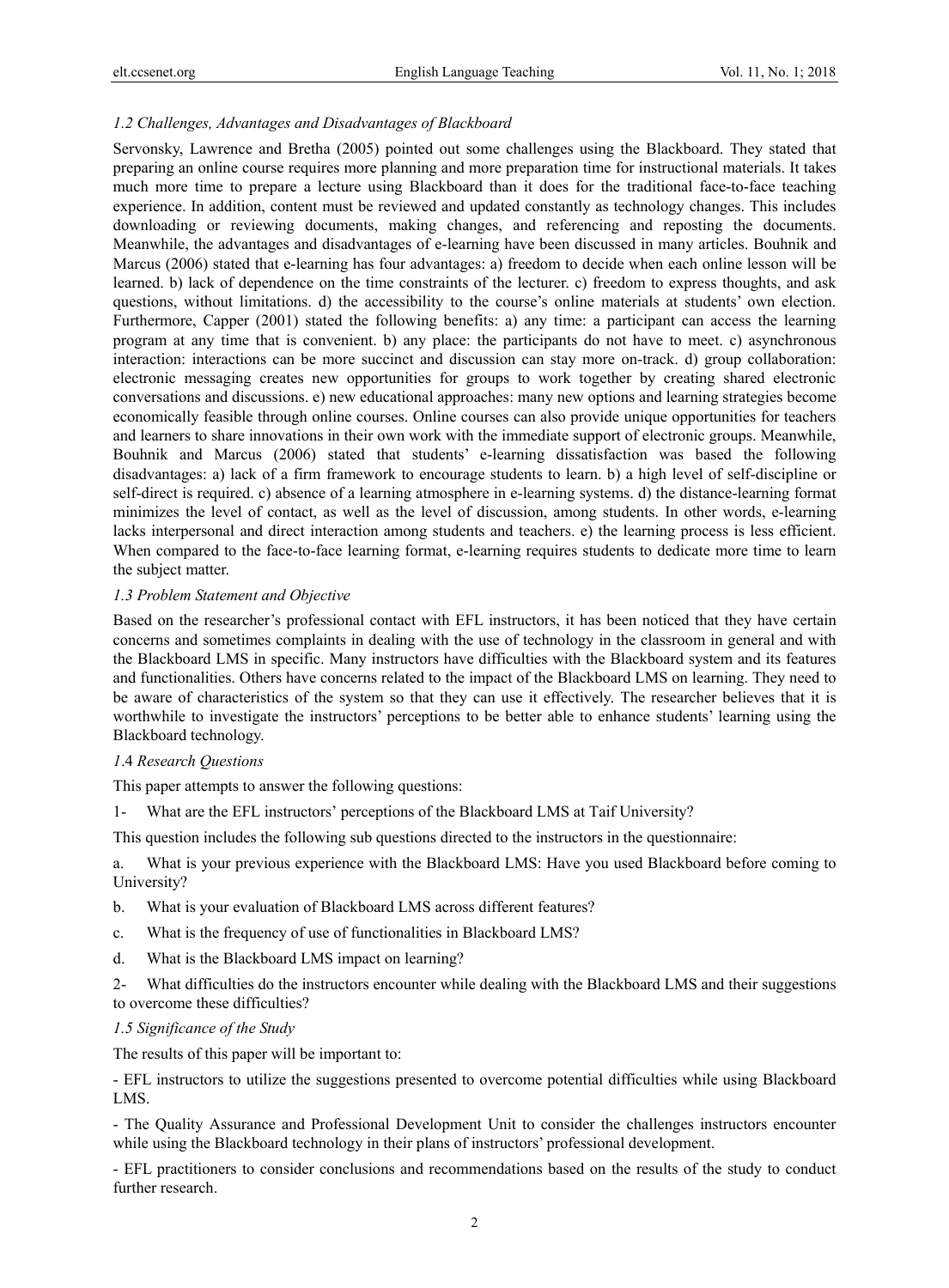### *1.2 Challenges, Advantages and Disadvantages of Blackboard*

Servonsky, Lawrence and Bretha (2005) pointed out some challenges using the Blackboard. They stated that preparing an online course requires more planning and more preparation time for instructional materials. It takes much more time to prepare a lecture using Blackboard than it does for the traditional face-to-face teaching experience. In addition, content must be reviewed and updated constantly as technology changes. This includes downloading or reviewing documents, making changes, and referencing and reposting the documents. Meanwhile, the advantages and disadvantages of e-learning have been discussed in many articles. Bouhnik and Marcus (2006) stated that e-learning has four advantages: a) freedom to decide when each online lesson will be learned. b) lack of dependence on the time constraints of the lecturer. c) freedom to express thoughts, and ask questions, without limitations. d) the accessibility to the course's online materials at students' own election. Furthermore, Capper (2001) stated the following benefits: a) any time: a participant can access the learning program at any time that is convenient. b) any place: the participants do not have to meet. c) asynchronous interaction: interactions can be more succinct and discussion can stay more on-track. d) group collaboration: electronic messaging creates new opportunities for groups to work together by creating shared electronic conversations and discussions. e) new educational approaches: many new options and learning strategies become economically feasible through online courses. Online courses can also provide unique opportunities for teachers and learners to share innovations in their own work with the immediate support of electronic groups. Meanwhile, Bouhnik and Marcus (2006) stated that students' e-learning dissatisfaction was based the following disadvantages: a) lack of a firm framework to encourage students to learn. b) a high level of self-discipline or self-direct is required. c) absence of a learning atmosphere in e-learning systems. d) the distance-learning format minimizes the level of contact, as well as the level of discussion, among students. In other words, e-learning lacks interpersonal and direct interaction among students and teachers. e) the learning process is less efficient. When compared to the face-to-face learning format, e-learning requires students to dedicate more time to learn the subject matter.

### *1.3 Problem Statement and Objective*

Based on the researcher's professional contact with EFL instructors, it has been noticed that they have certain concerns and sometimes complaints in dealing with the use of technology in the classroom in general and with the Blackboard LMS in specific. Many instructors have difficulties with the Blackboard system and its features and functionalities. Others have concerns related to the impact of the Blackboard LMS on learning. They need to be aware of characteristics of the system so that they can use it effectively. The researcher believes that it is worthwhile to investigate the instructors' perceptions to be better able to enhance students' learning using the Blackboard technology.

### *1.4 Research Questions*

This paper attempts to answer the following questions:

1- What are the EFL instructors' perceptions of the Blackboard LMS at Taif University?

This question includes the following sub questions directed to the instructors in the questionnaire:

a. What is your previous experience with the Blackboard LMS: Have you used Blackboard before coming to University?

b. What is your evaluation of Blackboard LMS across different features?

c. What is the frequency of use of functionalities in Blackboard LMS?

d. What is the Blackboard LMS impact on learning?

2- What difficulties do the instructors encounter while dealing with the Blackboard LMS and their suggestions to overcome these difficulties?

### *1.5 Significance of the Study*

The results of this paper will be important to:

- EFL instructors to utilize the suggestions presented to overcome potential difficulties while using Blackboard LMS.

- The Quality Assurance and Professional Development Unit to consider the challenges instructors encounter while using the Blackboard technology in their plans of instructors' professional development.

- EFL practitioners to consider conclusions and recommendations based on the results of the study to conduct further research.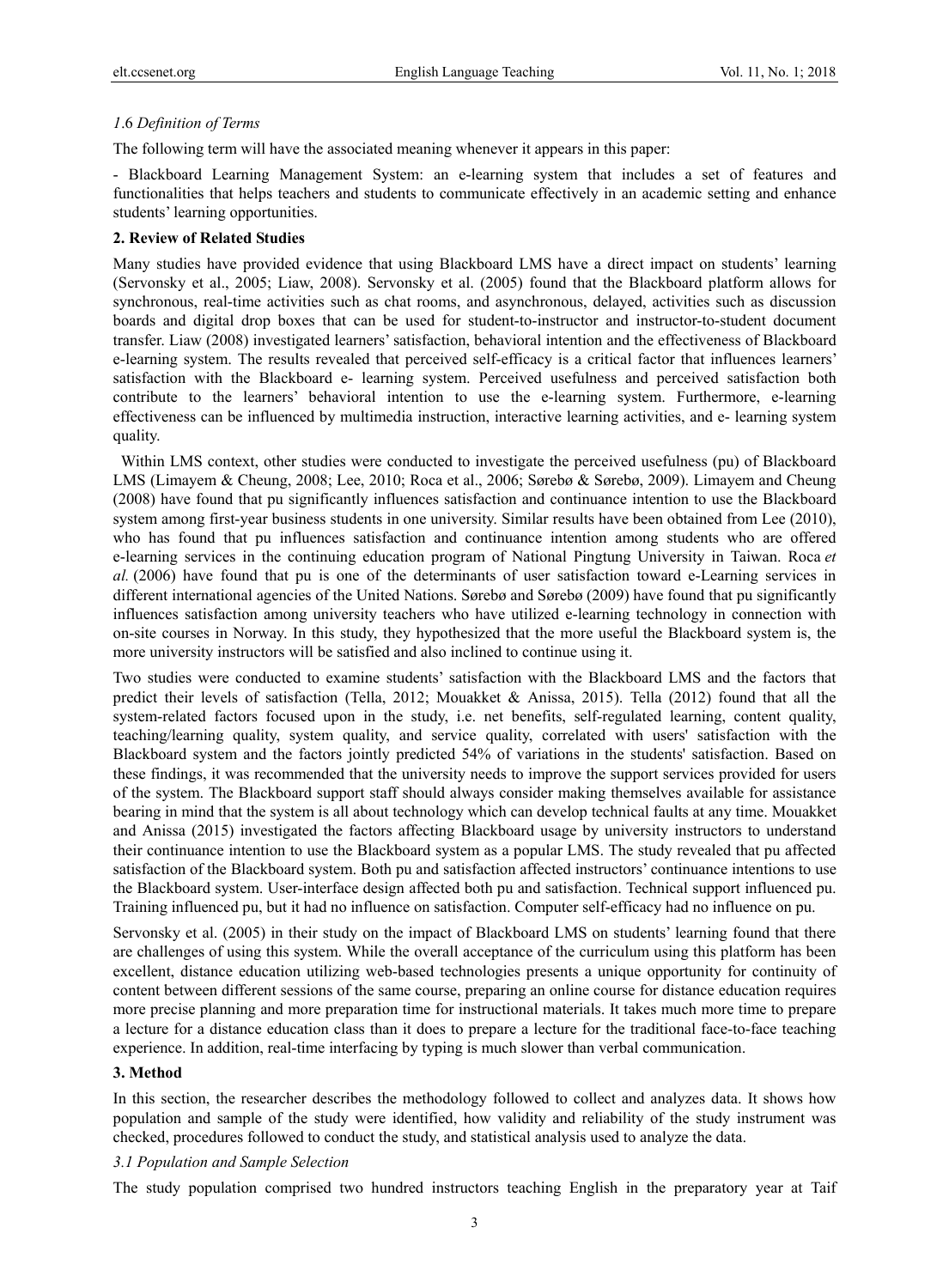### *1.6 Definition of Terms*

The following term will have the associated meaning whenever it appears in this paper:

- Blackboard Learning Management System: an e-learning system that includes a set of features and functionalities that helps teachers and students to communicate effectively in an academic setting and enhance students' learning opportunities.

## 2. Review of Related Studies

Many studies have provided evidence that using Blackboard LMS have a direct impact on students' learning (Servonsky et al., 2005; Liaw, 2008). Servonsky et al. (2005) found that the Blackboard platform allows for synchronous, real-time activities such as chat rooms, and asynchronous, delayed, activities such as discussion boards and digital drop boxes that can be used for student-to-instructor and instructor-to-student document transfer. Liaw (2008) investigated learners' satisfaction, behavioral intention and the effectiveness of Blackboard e-learning system. The results revealed that perceived self-efficacy is a critical factor that influences learners' satisfaction with the Blackboard e- learning system. Perceived usefulness and perceived satisfaction both contribute to the learners' behavioral intention to use the e-learning system. Furthermore, e-learning effectiveness can be influenced by multimedia instruction, interactive learning activities, and e- learning system quality.

Within LMS context, other studies were conducted to investigate the perceived usefulness (pu) of Blackboard LMS (Limayem & Cheung, 2008; Lee, 2010; Roca et al., 2006; Sørebø & Sørebø, 2009). Limayem and Cheung (2008) have found that pu significantly influences satisfaction and continuance intention to use the Blackboard system among first-year business students in one university. Similar results have been obtained from Lee (2010), who has found that pu influences satisfaction and continuance intention among students who are offered e-learning services in the continuing education program of National Pingtung University in Taiwan. Roca *et al.* (2006) have found that pu is one of the determinants of user satisfaction toward e-Learning services in different international agencies of the United Nations. Sørebø and Sørebø (2009) have found that pu significantly influences satisfaction among university teachers who have utilized e-learning technology in connection with on-site courses in Norway. In this study, they hypothesized that the more useful the Blackboard system is, the more university instructors will be satisfied and also inclined to continue using it.

Two studies were conducted to examine students' satisfaction with the Blackboard LMS and the factors that predict their levels of satisfaction (Tella, 2012; Mouakket & Anissa, 2015). Tella (2012) found that all the system-related factors focused upon in the study, i.e. net benefits, self-regulated learning, content quality, teaching/learning quality, system quality, and service quality, correlated with users' satisfaction with the Blackboard system and the factors jointly predicted 54% of variations in the students' satisfaction. Based on these findings, it was recommended that the university needs to improve the support services provided for users of the system. The Blackboard support staff should always consider making themselves available for assistance bearing in mind that the system is all about technology which can develop technical faults at any time. Mouakket and Anissa (2015) investigated the factors affecting Blackboard usage by university instructors to understand their continuance intention to use the Blackboard system as a popular LMS. The study revealed that pu affected satisfaction of the Blackboard system. Both pu and satisfaction affected instructors' continuance intentions to use the Blackboard system. User-interface design affected both pu and satisfaction. Technical support influenced pu. Training influenced pu, but it had no influence on satisfaction. Computer self-efficacy had no influence on pu.

Servonsky et al. (2005) in their study on the impact of Blackboard LMS on students' learning found that there are challenges of using this system. While the overall acceptance of the curriculum using this platform has been excellent, distance education utilizing web-based technologies presents a unique opportunity for continuity of content between different sessions of the same course, preparing an online course for distance education requires more precise planning and more preparation time for instructional materials. It takes much more time to prepare a lecture for a distance education class than it does to prepare a lecture for the traditional face-to-face teaching experience. In addition, real-time interfacing by typing is much slower than verbal communication.

## 3. Method

In this section, the researcher describes the methodology followed to collect and analyzes data. It shows how population and sample of the study were identified, how validity and reliability of the study instrument was checked, procedures followed to conduct the study, and statistical analysis used to analyze the data.

### *3.1 Population and Sample Selection*

The study population comprised two hundred instructors teaching English in the preparatory year at Taif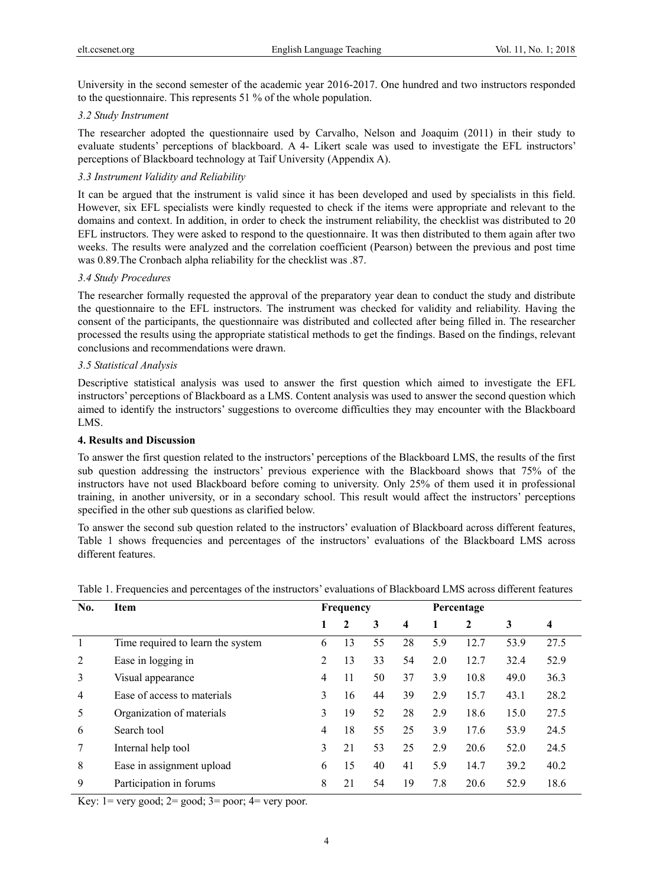University in the second semester of the academic year 2016-2017. One hundred and two instructors responded to the questionnaire. This represents 51 % of the whole population.

### *3.2 Study Instrument*

The researcher adopted the questionnaire used by Carvalho, Nelson and Joaquim (2011) in their study to evaluate students' perceptions of blackboard. A 4- Likert scale was used to investigate the EFL instructors' perceptions of Blackboard technology at Taif University (Appendix A).

### *3.3 Instrument Validity and Reliability*

It can be argued that the instrument is valid since it has been developed and used by specialists in this field. However, six EFL specialists were kindly requested to check if the items were appropriate and relevant to the domains and context. In addition, in order to check the instrument reliability, the checklist was distributed to 20 EFL instructors. They were asked to respond to the questionnaire. It was then distributed to them again after two weeks. The results were analyzed and the correlation coefficient (Pearson) between the previous and post time was 0.89.The Cronbach alpha reliability for the checklist was .87.

### *3.4 Study Procedures*

The researcher formally requested the approval of the preparatory year dean to conduct the study and distribute the questionnaire to the EFL instructors. The instrument was checked for validity and reliability. Having the consent of the participants, the questionnaire was distributed and collected after being filled in. The researcher processed the results using the appropriate statistical methods to get the findings. Based on the findings, relevant conclusions and recommendations were drawn.

### *3.5 Statistical Analysis*

Descriptive statistical analysis was used to answer the first question which aimed to investigate the EFL instructors' perceptions of Blackboard as a LMS. Content analysis was used to answer the second question which aimed to identify the instructors' suggestions to overcome difficulties they may encounter with the Blackboard LMS.

## **4. Results and Discussion**

To answer the first question related to the instructors' perceptions of the Blackboard LMS, the results of the first sub question addressing the instructors' previous experience with the Blackboard shows that 75% of the instructors have not used Blackboard before coming to university. Only 25% of them used it in professional training, in another university, or in a secondary school. This result would affect the instructors' perceptions specified in the other sub questions as clarified below.

To answer the second sub question related to the instructors' evaluation of Blackboard across different features, Table 1 shows frequencies and percentages of the instructors' evaluations of the Blackboard LMS across different features.

Table 1. Frequencies and percentages of the instructors' evaluations of Blackboard LMS across different features

| No. | Item | Frequency | | | | Percentage | | | |
|---|---|---|---|---|---|---|---|---|---|
| | | 1 | 2 | 3 | 4 | 1 | 2 | 3 | 4 |
| 1 | Time required to learn the system | 6 | 13 | 55 | 28 | 5.9 | 12.7 | 53.9 | 27.5 |
| 2 | Ease in logging in | 2 | 13 | 33 | 54 | 2.0 | 12.7 | 32.4 | 52.9 |
| 3 | Visual appearance | 4 | 11 | 50 | 37 | 3.9 | 10.8 | 49.0 | 36.3 |
| 4 | Ease of access to materials | 3 | 16 | 44 | 39 | 2.9 | 15.7 | 43.1 | 28.2 |
| 5 | Organization of materials | 3 | 19 | 52 | 28 | 2.9 | 18.6 | 15.0 | 27.5 |
| 6 | Search tool | 4 | 18 | 55 | 25 | 3.9 | 17.6 | 53.9 | 24.5 |
| 7 | Internal help tool | 3 | 21 | 53 | 25 | 2.9 | 20.6 | 52.0 | 24.5 |
| 8 | Ease in assignment upload | 6 | 15 | 40 | 41 | 5.9 | 14.7 | 39.2 | 40.2 |
| 9 | Participation in forums | 8 | 21 | 54 | 19 | 7.8 | 20.6 | 52.9 | 18.6 |

Key: 1= very good; 2= good; 3= poor; 4= very poor.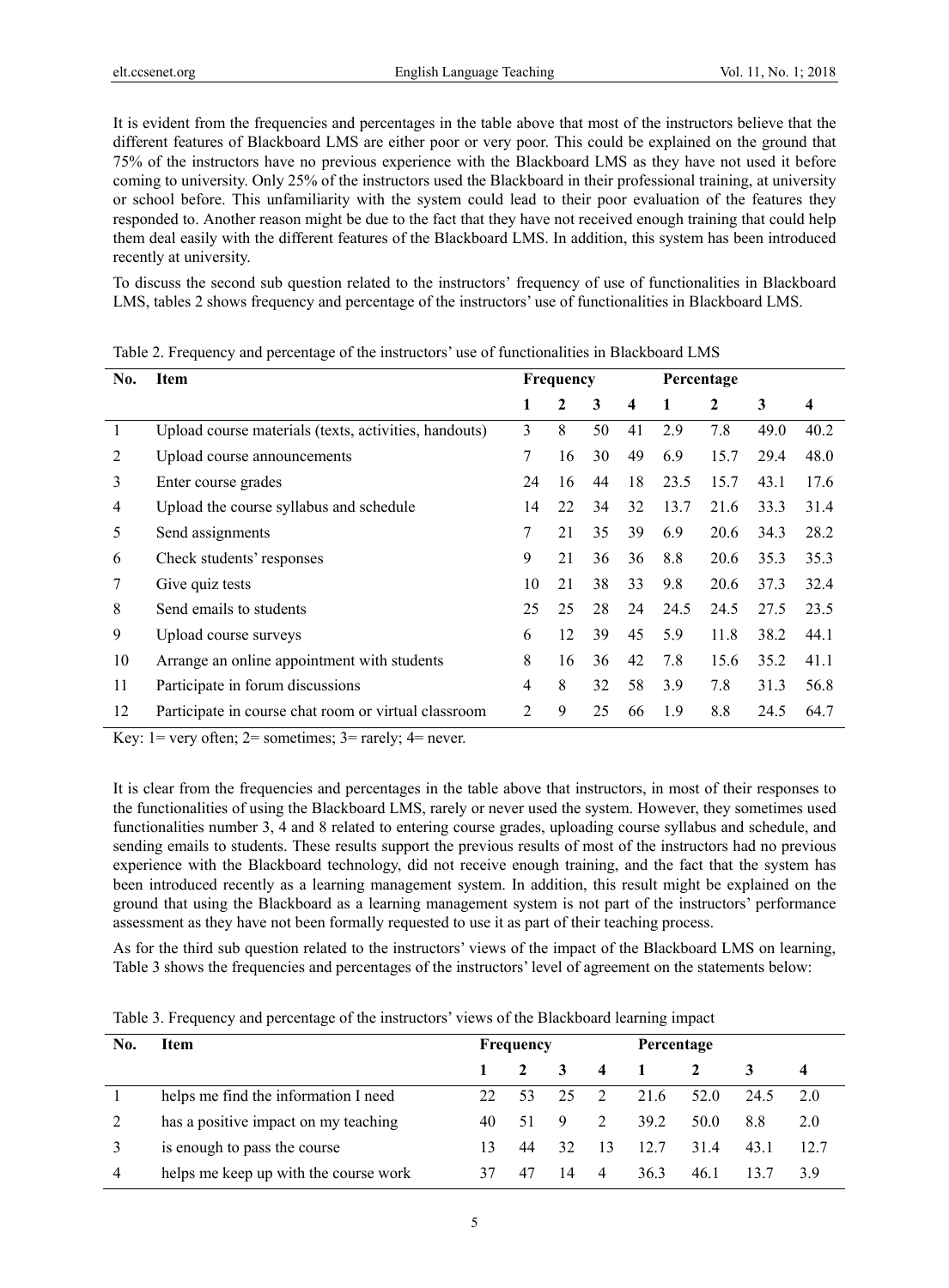It is evident from the frequencies and percentages in the table above that most of the instructors believe that the different features of Blackboard LMS are either poor or very poor. This could be explained on the ground that 75% of the instructors have no previous experience with the Blackboard LMS as they have not used it before coming to university. Only 25% of the instructors used the Blackboard in their professional training, at university or school before. This unfamiliarity with the system could lead to their poor evaluation of the features they responded to. Another reason might be due to the fact that they have not received enough training that could help them deal easily with the different features of the Blackboard LMS. In addition, this system has been introduced recently at university.

To discuss the second sub question related to the instructors' frequency of use of functionalities in Blackboard LMS, tables 2 shows frequency and percentage of the instructors' use of functionalities in Blackboard LMS.

Table 2. Frequency and percentage of the instructors' use of functionalities in Blackboard LMS

| No. | Item | Frequency | | | | Percentage | | | |
|---|---|---|---|---|---|---|---|---|---|
| | | 1 | 2 | 3 | 4 | 1 | 2 | 3 | 4 |
| 1 | Upload course materials (texts, activities, handouts) | 3 | 8 | 50 | 41 | 2.9 | 7.8 | 49.0 | 40.2 |
| 2 | Upload course announcements | 7 | 16 | 30 | 49 | 6.9 | 15.7 | 29.4 | 48.0 |
| 3 | Enter course grades | 24 | 16 | 44 | 18 | 23.5 | 15.7 | 43.1 | 17.6 |
| 4 | Upload the course syllabus and schedule | 14 | 22 | 34 | 32 | 13.7 | 21.6 | 33.3 | 31.4 |
| 5 | Send assignments | 7 | 21 | 35 | 39 | 6.9 | 20.6 | 34.3 | 28.2 |
| 6 | Check students' responses | 9 | 21 | 36 | 36 | 8.8 | 20.6 | 35.3 | 35.3 |
| 7 | Give quiz tests | 10 | 21 | 38 | 33 | 9.8 | 20.6 | 37.3 | 32.4 |
| 8 | Send emails to students | 25 | 25 | 28 | 24 | 24.5 | 24.5 | 27.5 | 23.5 |
| 9 | Upload course surveys | 6 | 12 | 39 | 45 | 5.9 | 11.8 | 38.2 | 44.1 |
| 10 | Arrange an online appointment with students | 8 | 16 | 36 | 42 | 7.8 | 15.6 | 35.2 | 41.1 |
| 11 | Participate in forum discussions | 4 | 8 | 32 | 58 | 3.9 | 7.8 | 31.3 | 56.8 |
| 12 | Participate in course chat room or virtual classroom | 2 | 9 | 25 | 66 | 1.9 | 8.8 | 24.5 | 64.7 |

Key: 1= very often; 2= sometimes; 3= rarely; 4= never.

It is clear from the frequencies and percentages in the table above that instructors, in most of their responses to the functionalities of using the Blackboard LMS, rarely or never used the system. However, they sometimes used functionalities number 3, 4 and 8 related to entering course grades, uploading course syllabus and schedule, and sending emails to students. These results support the previous results of most of the instructors had no previous experience with the Blackboard technology, did not receive enough training, and the fact that the system has been introduced recently as a learning management system. In addition, this result might be explained on the ground that using the Blackboard as a learning management system is not part of the instructors' performance assessment as they have not been formally requested to use it as part of their teaching process.

As for the third sub question related to the instructors' views of the impact of the Blackboard LMS on learning, Table 3 shows the frequencies and percentages of the instructors' level of agreement on the statements below:

Table 3. Frequency and percentage of the instructors' views of the Blackboard learning impact

| No. | Item | Frequency | | | | Percentage | | | |
|---|---|---|---|---|---|---|---|---|---|
| | | 1 | 2 | 3 | 4 | 1 | 2 | 3 | 4 |
| 1 | helps me find the information I need | 22 | 53 | 25 | 2 | 21.6 | 52.0 | 24.5 | 2.0 |
| 2 | has a positive impact on my teaching | 40 | 51 | 9 | 2 | 39.2 | 50.0 | 8.8 | 2.0 |
| 3 | is enough to pass the course | 13 | 44 | 32 | 13 | 12.7 | 31.4 | 43.1 | 12.7 |
| 4 | helps me keep up with the course work | 37 | 47 | 14 | 4 | 36.3 | 46.1 | 13.7 | 3.9 |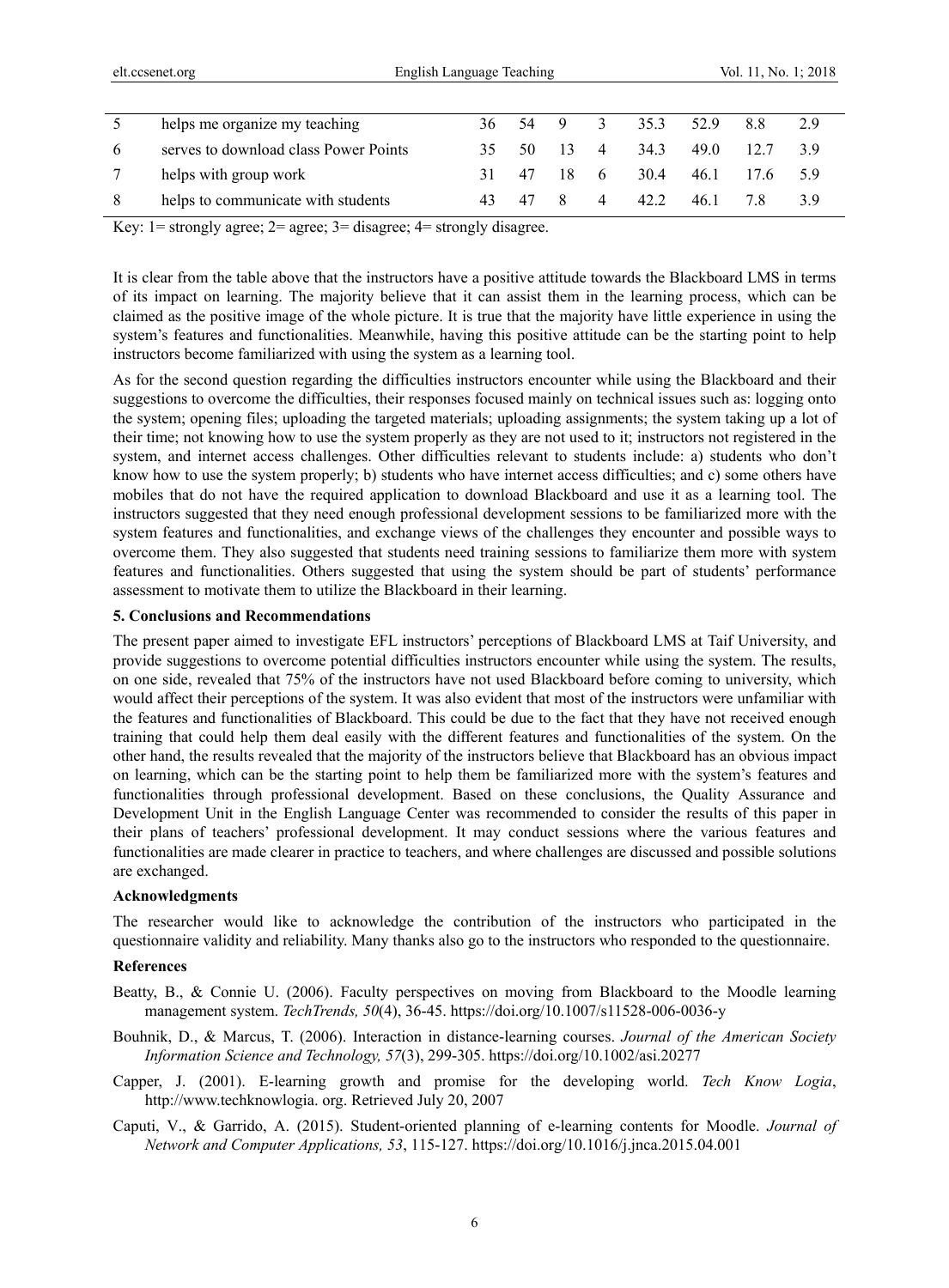| | | | | | | | | | |
|---|---|---|---|---|---|---|---|---|---|
| 5 | helps me organize my teaching | 36 | 54 | 9 | 3 | 35.3 | 52.9 | 8.8 | 2.9 |
| 6 | serves to download class Power Points | 35 | 50 | 13 | 4 | 34.3 | 49.0 | 12.7 | 3.9 |
| 7 | helps with group work | 31 | 47 | 18 | 6 | 30.4 | 46.1 | 17.6 | 5.9 |
| 8 | helps to communicate with students | 43 | 47 | 8 | 4 | 42.2 | 46.1 | 7.8 | 3.9 |

Key: 1= strongly agree; 2= agree; 3= disagree; 4= strongly disagree.

It is clear from the table above that the instructors have a positive attitude towards the Blackboard LMS in terms of its impact on learning. The majority believe that it can assist them in the learning process, which can be claimed as the positive image of the whole picture. It is true that the majority have little experience in using the system's features and functionalities. Meanwhile, having this positive attitude can be the starting point to help instructors become familiarized with using the system as a learning tool.

As for the second question regarding the difficulties instructors encounter while using the Blackboard and their suggestions to overcome the difficulties, their responses focused mainly on technical issues such as: logging onto the system; opening files; uploading the targeted materials; uploading assignments; the system taking up a lot of their time; not knowing how to use the system properly as they are not used to it; instructors not registered in the system, and internet access challenges. Other difficulties relevant to students include: a) students who don't know how to use the system properly; b) students who have internet access difficulties; and c) some others have mobiles that do not have the required application to download Blackboard and use it as a learning tool. The instructors suggested that they need enough professional development sessions to be familiarized more with the system features and functionalities, and exchange views of the challenges they encounter and possible ways to overcome them. They also suggested that students need training sessions to familiarize them more with system features and functionalities. Others suggested that using the system should be part of students' performance assessment to motivate them to utilize the Blackboard in their learning.

## 5. Conclusions and Recommendations

The present paper aimed to investigate EFL instructors' perceptions of Blackboard LMS at Taif University, and provide suggestions to overcome potential difficulties instructors encounter while using the system. The results, on one side, revealed that 75% of the instructors have not used Blackboard before coming to university, which would affect their perceptions of the system. It was also evident that most of the instructors were unfamiliar with the features and functionalities of Blackboard. This could be due to the fact that they have not received enough training that could help them deal easily with the different features and functionalities of the system. On the other hand, the results revealed that the majority of the instructors believe that Blackboard has an obvious impact on learning, which can be the starting point to help them be familiarized more with the system's features and functionalities through professional development. Based on these conclusions, the Quality Assurance and Development Unit in the English Language Center was recommended to consider the results of this paper in their plans of teachers' professional development. It may conduct sessions where the various features and functionalities are made clearer in practice to teachers, and where challenges are discussed and possible solutions are exchanged.

## Acknowledgments

The researcher would like to acknowledge the contribution of the instructors who participated in the questionnaire validity and reliability. Many thanks also go to the instructors who responded to the questionnaire.

## References

Beatty, B., & Connie U. (2006). Faculty perspectives on moving from Blackboard to the Moodle learning management system. *TechTrends, 50*(4), 36-45. https://doi.org/10.1007/s11528-006-0036-y

Bouhnik, D., & Marcus, T. (2006). Interaction in distance-learning courses. *Journal of the American Society Information Science and Technology, 57*(3), 299-305. https://doi.org/10.1002/asi.20277

Capper, J. (2001). E-learning growth and promise for the developing world. *Tech Know Logia*, http://www.techknowlogia. org. Retrieved July 20, 2007

Caputi, V., & Garrido, A. (2015). Student-oriented planning of e-learning contents for Moodle. *Journal of Network and Computer Applications, 53*, 115-127. https://doi.org/10.1016/j.jnca.2015.04.001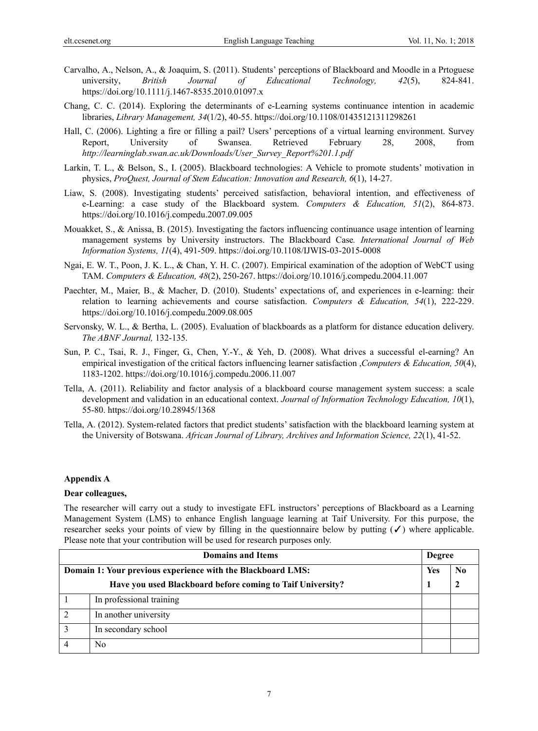Carvalho, A., Nelson, A., & Joaquim, S. (2011). Students' perceptions of Blackboard and Moodle in a Prtoguese university, *British Journal of Educational Technology, 42*(5), 824-841. https://doi.org/10.1111/j.1467-8535.2010.01097.x

Chang, C. C. (2014). Exploring the determinants of e-Learning systems continuance intention in academic libraries, *Library Management, 34*(1/2), 40-55. https://doi.org/10.1108/01435121311298261

Hall, C. (2006). Lighting a fire or filling a pail? Users' perceptions of a virtual learning environment. Survey Report, University of Swansea. Retrieved February 28, 2008, from *http://learninglab.swan.ac.uk/Downloads/User_Survey_Report%201.1.pdf*

Larkin, T. L., & Belson, S., I. (2005). Blackboard technologies: A Vehicle to promote students' motivation in physics, *ProQuest, Journal of Stem Education: Innovation and Research, 6*(1), 14-27.

Liaw, S. (2008). Investigating students' perceived satisfaction, behavioral intention, and effectiveness of e-Learning: a case study of the Blackboard system. *Computers & Education, 51*(2), 864-873. https://doi.org/10.1016/j.compedu.2007.09.005

Mouakket, S., & Anissa, B. (2015). Investigating the factors influencing continuance usage intention of learning management systems by University instructors. The Blackboard Case*. International Journal of Web Information Systems, 11*(4), 491-509. https://doi.org/10.1108/IJWIS-03-2015-0008

Ngai, E. W. T., Poon, J. K. L., & Chan, Y. H. C. (2007). Empirical examination of the adoption of WebCT using TAM. *Computers & Education, 48*(2), 250-267. https://doi.org/10.1016/j.compedu.2004.11.007

Paechter, M., Maier, B., & Macher, D. (2010). Students' expectations of, and experiences in e-learning: their relation to learning achievements and course satisfaction. *Computers & Education, 54*(1), 222-229. https://doi.org/10.1016/j.compedu.2009.08.005

Servonsky, W. L., & Bertha, L. (2005). Evaluation of blackboards as a platform for distance education delivery. *The ABNF Journal,* 132-135.

Sun, P. C., Tsai, R. J., Finger, G., Chen, Y.-Y., & Yeh, D. (2008). What drives a successful el-earning? An empirical investigation of the critical factors influencing learner satisfaction ,*Computers & Education, 50*(4), 1183-1202. https://doi.org/10.1016/j.compedu.2006.11.007

Tella, A. (2011). Reliability and factor analysis of a blackboard course management system success: a scale development and validation in an educational context. *Journal of Information Technology Education, 10*(1), 55-80. https://doi.org/10.28945/1368

Tella, A. (2012). System-related factors that predict students' satisfaction with the blackboard learning system at the University of Botswana. *African Journal of Library, Archives and Information Science, 22*(1), 41-52.

**Appendix A**

**Dear colleagues,**

The researcher will carry out a study to investigate EFL instructors' perceptions of Blackboard as a Learning Management System (LMS) to enhance English language learning at Taif University. For this purpose, the researcher seeks your points of view by filling in the questionnaire below by putting (✓) where applicable. Please note that your contribution will be used for research purposes only.

| Domains and Items | | Degree | |
|---|---|---|---|
| **Domain 1: Your previous experience with the Blackboard LMS:** | | **Yes** | **No** |
| | **Have you used Blackboard before coming to Taif University?** | **1** | **2** |
| 1 | In professional training | | |
| 2 | In another university | | |
| 3 | In secondary school | | |
| 4 | No | | |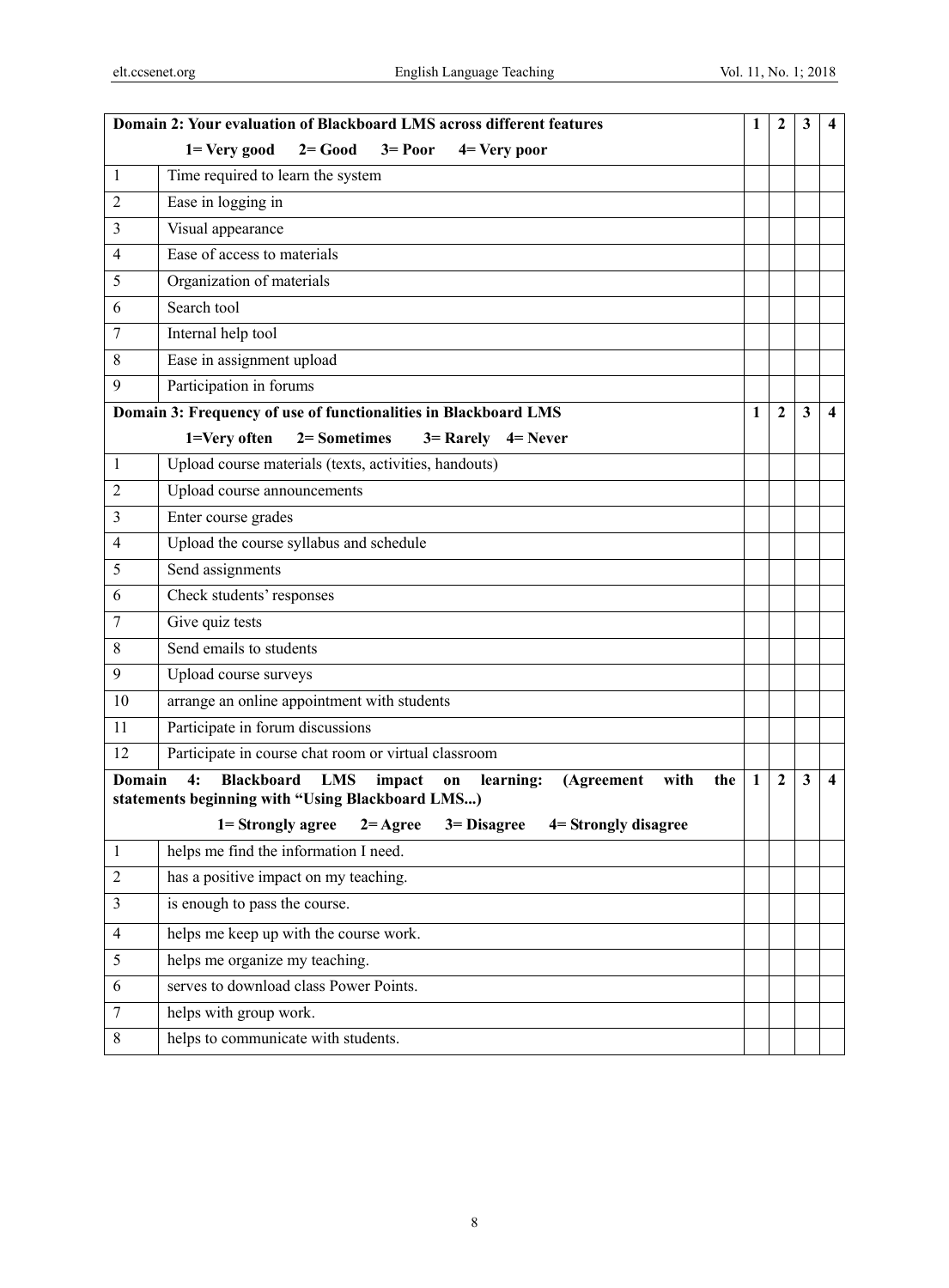| Domain 2: Your evaluation of Blackboard LMS across different features | | 1 | 2 | 3 | 4 |
|---|---|---|---|---|---|
| 1= Very good 2= Good 3= Poor 4= Very poor | | | | | |
| 1 | Time required to learn the system | | | | |
| 2 | Ease in logging in | | | | |
| 3 | Visual appearance | | | | |
| 4 | Ease of access to materials | | | | |
| 5 | Organization of materials | | | | |
| 6 | Search tool | | | | |
| 7 | Internal help tool | | | | |
| 8 | Ease in assignment upload | | | | |
| 9 | Participation in forums | | | | |
| **Domain 3: Frequency of use of functionalities in Blackboard LMS** | | **1** | **2** | **3** | **4** |
| **1=Very often 2= Sometimes 3= Rarely 4= Never** | | | | | |
| 1 | Upload course materials (texts, activities, handouts) | | | | |
| 2 | Upload course announcements | | | | |
| 3 | Enter course grades | | | | |
| 4 | Upload the course syllabus and schedule | | | | |
| 5 | Send assignments | | | | |
| 6 | Check students' responses | | | | |
| 7 | Give quiz tests | | | | |
| 8 | Send emails to students | | | | |
| 9 | Upload course surveys | | | | |
| 10 | arrange an online appointment with students | | | | |
| 11 | Participate in forum discussions | | | | |
| 12 | Participate in course chat room or virtual classroom | | | | |
| **Domain 4: Blackboard LMS impact on learning: (Agreement with the statements beginning with "Using Blackboard LMS...)** | | **1** | **2** | **3** | **4** |
| **1= Strongly agree 2= Agree 3= Disagree 4= Strongly disagree** | | | | | |
| 1 | helps me find the information I need. | | | | |
| 2 | has a positive impact on my teaching. | | | | |
| 3 | is enough to pass the course. | | | | |
| 4 | helps me keep up with the course work. | | | | |
| 5 | helps me organize my teaching. | | | | |
| 6 | serves to download class Power Points. | | | | |
| 7 | helps with group work. | | | | |
| 8 | helps to communicate with students. | | | | |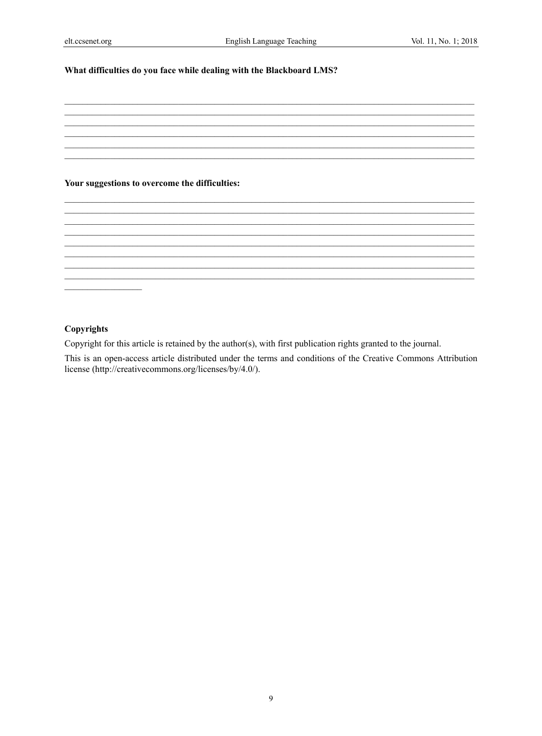**What difficulties do you face while dealing with the Blackboard LMS?**

______________________________________________________________________________________________
______________________________________________________________________________________________
______________________________________________________________________________________________
______________________________________________________________________________________________
______________________________________________________________________________________________
______________________________________________________________________________________________

**Your suggestions to overcome the difficulties:**

______________________________________________________________________________________________
______________________________________________________________________________________________
______________________________________________________________________________________________
______________________________________________________________________________________________
______________________________________________________________________________________________
______________________________________________________________________________________________
______________________________________________________________________________________________
______________________________________________________________________________________________
________________

## Copyrights

Copyright for this article is retained by the author(s), with first publication rights granted to the journal.

This is an open-access article distributed under the terms and conditions of the Creative Commons Attribution license (http://creativecommons.org/licenses/by/4.0/).